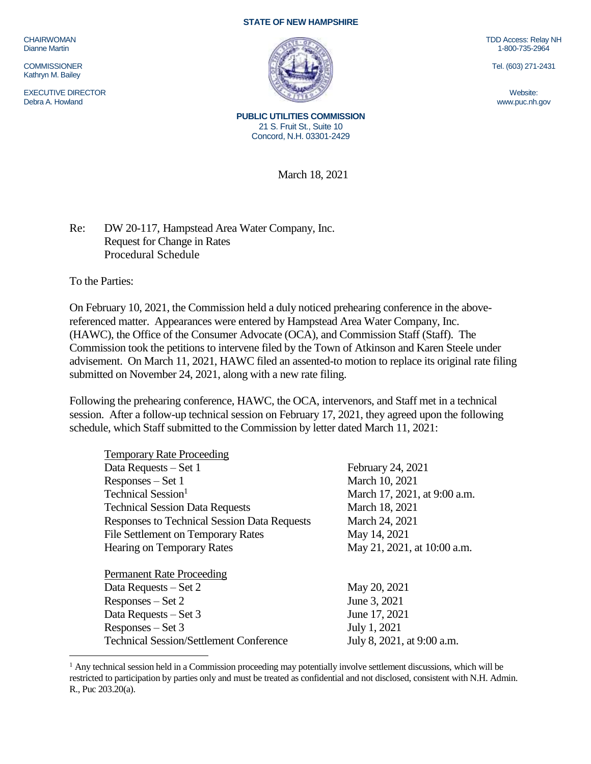**STATE OF NEW HAMPSHIRE**

CHAIRWOMAN
Dianne Martin

COMMISSIONER
Kathryn M. Bailey

EXECUTIVE DIRECTOR
Debra A. Howland

TDD Access: Relay NH
1-800-735-2964

Tel. (603) 271-2431

Website:
www.puc.nh.gov

**PUBLIC UTILITIES COMMISSION**
21 S. Fruit St., Suite 10
Concord, N.H. 03301-2429

March 18, 2021

Re: DW 20-117, Hampstead Area Water Company, Inc.
Request for Change in Rates
Procedural Schedule

To the Parties:

On February 10, 2021, the Commission held a duly noticed prehearing conference in the above-referenced matter. Appearances were entered by Hampstead Area Water Company, Inc. (HAWC), the Office of the Consumer Advocate (OCA), and Commission Staff (Staff). The Commission took the petitions to intervene filed by the Town of Atkinson and Karen Steele under advisement. On March 11, 2021, HAWC filed an assented-to motion to replace its original rate filing submitted on November 24, 2021, along with a new rate filing.

Following the prehearing conference, HAWC, the OCA, intervenors, and Staff met in a technical session. After a follow-up technical session on February 17, 2021, they agreed upon the following schedule, which Staff submitted to the Commission by letter dated March 11, 2021:

| <u>Temporary Rate Proceeding</u> | |
|---|---|
| Data Requests – Set 1 | February 24, 2021 |
| Responses – Set 1 | March 10, 2021 |
| Technical Session[1] | March 17, 2021, at 9:00 a.m. |
| Technical Session Data Requests | March 18, 2021 |
| Responses to Technical Session Data Requests | March 24, 2021 |
| File Settlement on Temporary Rates | May 14, 2021 |
| Hearing on Temporary Rates | May 21, 2021, at 10:00 a.m. |
| | |
| <u>Permanent Rate Proceeding</u> | |
| Data Requests – Set 2 | May 20, 2021 |
| Responses – Set 2 | June 3, 2021 |
| Data Requests – Set 3 | June 17, 2021 |
| Responses – Set 3 | July 1, 2021 |
| Technical Session/Settlement Conference | July 8, 2021, at 9:00 a.m. |

[1] Any technical session held in a Commission proceeding may potentially involve settlement discussions, which will be restricted to participation by parties only and must be treated as confidential and not disclosed, consistent with N.H. Admin. R., Puc 203.20(a).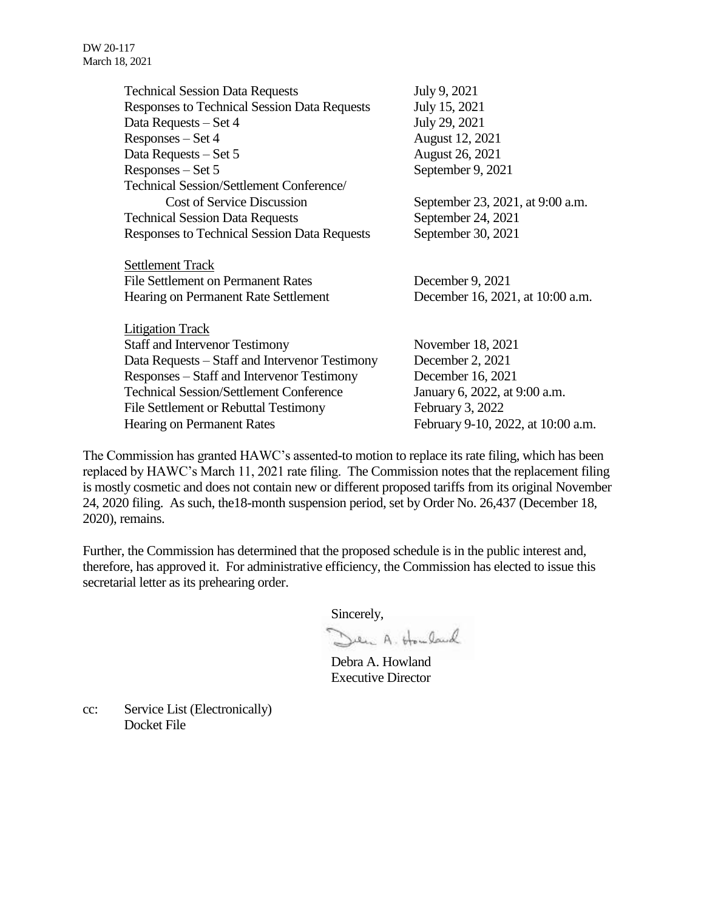| | |
|---|---|
| Technical Session Data Requests | July 9, 2021 |
| Responses to Technical Session Data Requests | July 15, 2021 |
| Data Requests – Set 4 | July 29, 2021 |
| Responses – Set 4 | August 12, 2021 |
| Data Requests – Set 5 | August 26, 2021 |
| Responses – Set 5 | September 9, 2021 |
| Technical Session/Settlement Conference/ Cost of Service Discussion | September 23, 2021, at 9:00 a.m. |
| Technical Session Data Requests | September 24, 2021 |
| Responses to Technical Session Data Requests | September 30, 2021 |
| | |
| Settlement Track | |
| File Settlement on Permanent Rates | December 9, 2021 |
| Hearing on Permanent Rate Settlement | December 16, 2021, at 10:00 a.m. |
| | |
| Litigation Track | |
| Staff and Intervenor Testimony | November 18, 2021 |
| Data Requests – Staff and Intervenor Testimony | December 2, 2021 |
| Responses – Staff and Intervenor Testimony | December 16, 2021 |
| Technical Session/Settlement Conference | January 6, 2022, at 9:00 a.m. |
| File Settlement or Rebuttal Testimony | February 3, 2022 |
| Hearing on Permanent Rates | February 9-10, 2022, at 10:00 a.m. |

The Commission has granted HAWC's assented-to motion to replace its rate filing, which has been replaced by HAWC's March 11, 2021 rate filing. The Commission notes that the replacement filing is mostly cosmetic and does not contain new or different proposed tariffs from its original November 24, 2020 filing. As such, the18-month suspension period, set by Order No. 26,437 (December 18, 2020), remains.

Further, the Commission has determined that the proposed schedule is in the public interest and, therefore, has approved it. For administrative efficiency, the Commission has elected to issue this secretarial letter as its prehearing order.

Sincerely,

Debra A. Howland
Executive Director

cc: Service List (Electronically)
Docket File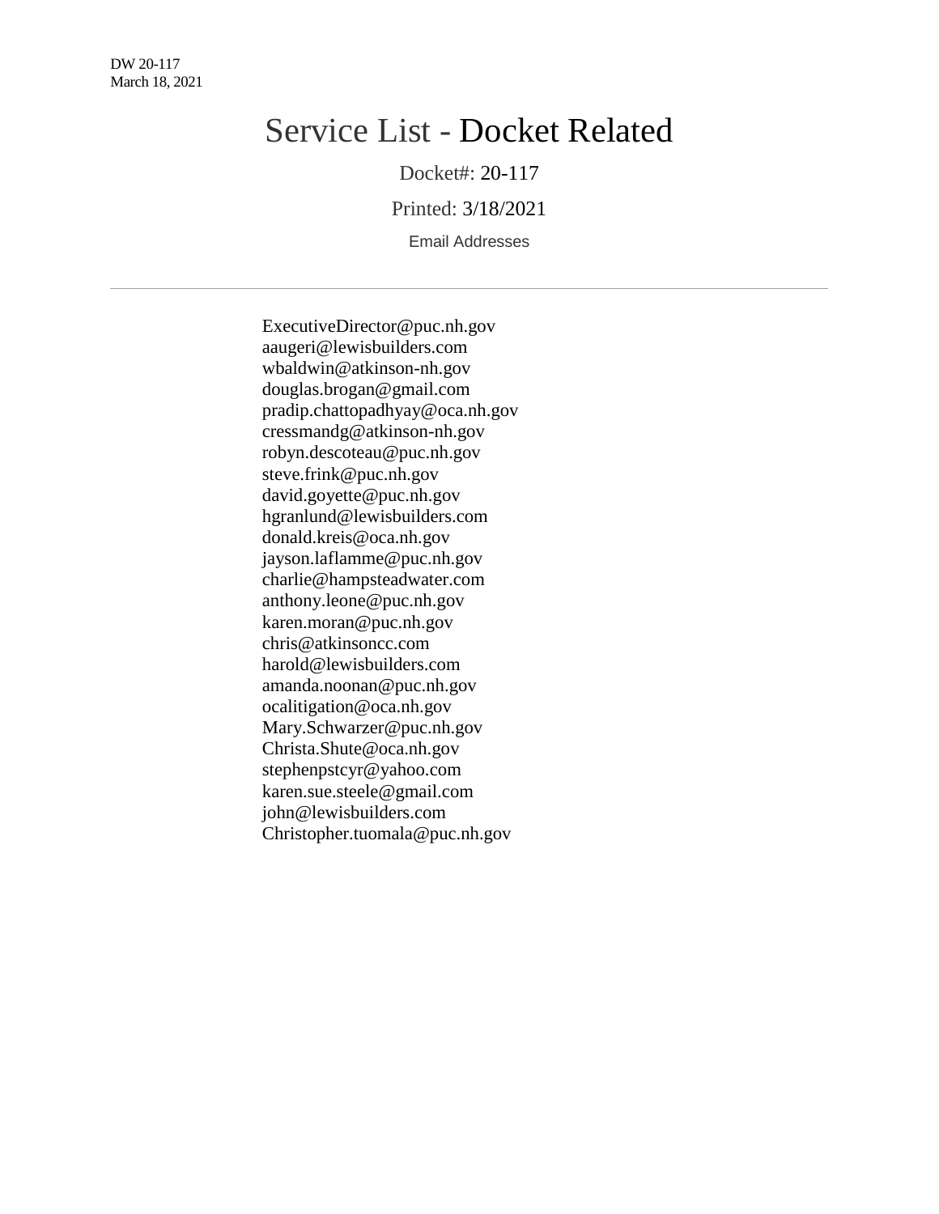# Service List - Docket Related

Docket#: 20-117

Printed: 3/18/2021

Email Addresses

---

ExecutiveDirector@puc.nh.gov
aaugeri@lewisbuilders.com
wbaldwin@atkinson-nh.gov
douglas.brogan@gmail.com
pradip.chattopadhyay@oca.nh.gov
cressmandg@atkinson-nh.gov
robyn.descoteau@puc.nh.gov
steve.frink@puc.nh.gov
david.goyette@puc.nh.gov
hgranlund@lewisbuilders.com
donald.kreis@oca.nh.gov
jayson.laflamme@puc.nh.gov
charlie@hampsteadwater.com
anthony.leone@puc.nh.gov
karen.moran@puc.nh.gov
chris@atkinsoncc.com
harold@lewisbuilders.com
amanda.noonan@puc.nh.gov
ocalitigation@oca.nh.gov
Mary.Schwarzer@puc.nh.gov
Christa.Shute@oca.nh.gov
stephenpstcyr@yahoo.com
karen.sue.steele@gmail.com
john@lewisbuilders.com
Christopher.tuomala@puc.nh.gov